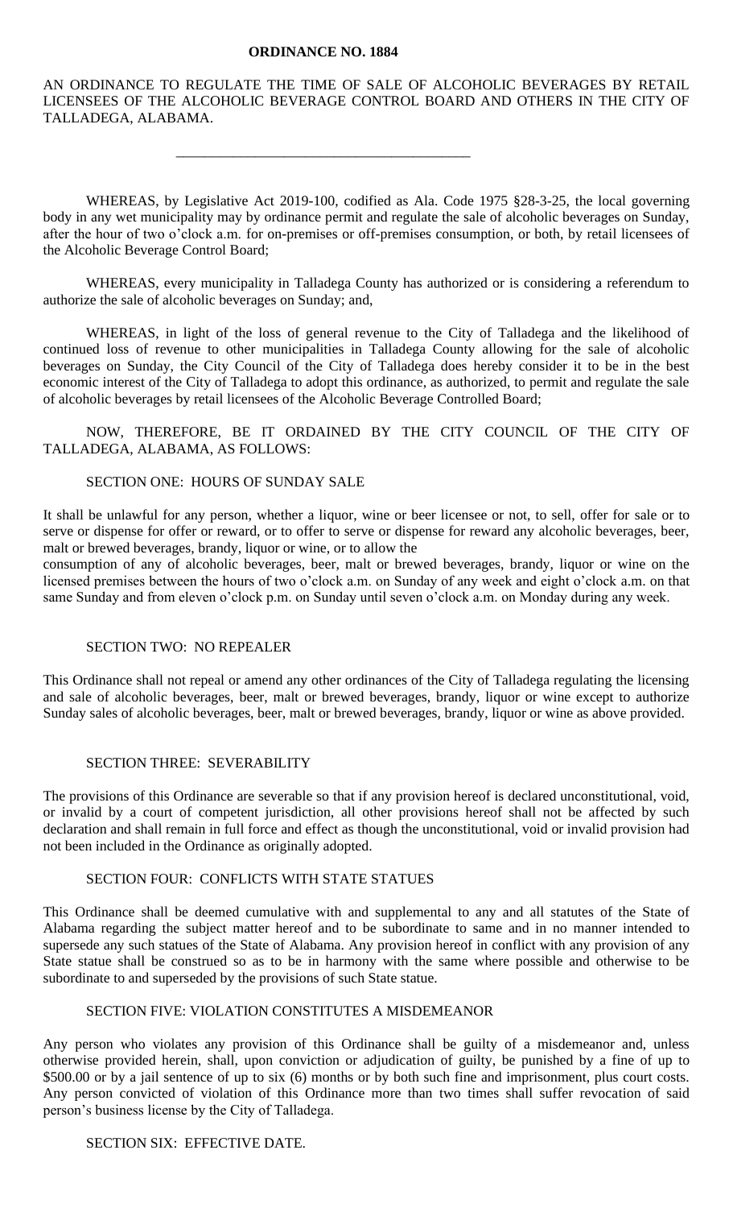**ORDINANCE NO. 1884**

AN ORDINANCE TO REGULATE THE TIME OF SALE OF ALCOHOLIC BEVERAGES BY RETAIL LICENSEES OF THE ALCOHOLIC BEVERAGE CONTROL BOARD AND OTHERS IN THE CITY OF TALLADEGA, ALABAMA.

---

WHEREAS, by Legislative Act 2019-100, codified as Ala. Code 1975 §28-3-25, the local governing body in any wet municipality may by ordinance permit and regulate the sale of alcoholic beverages on Sunday, after the hour of two o'clock a.m. for on-premises or off-premises consumption, or both, by retail licensees of the Alcoholic Beverage Control Board;

WHEREAS, every municipality in Talladega County has authorized or is considering a referendum to authorize the sale of alcoholic beverages on Sunday; and,

WHEREAS, in light of the loss of general revenue to the City of Talladega and the likelihood of continued loss of revenue to other municipalities in Talladega County allowing for the sale of alcoholic beverages on Sunday, the City Council of the City of Talladega does hereby consider it to be in the best economic interest of the City of Talladega to adopt this ordinance, as authorized, to permit and regulate the sale of alcoholic beverages by retail licensees of the Alcoholic Beverage Controlled Board;

NOW, THEREFORE, BE IT ORDAINED BY THE CITY COUNCIL OF THE CITY OF TALLADEGA, ALABAMA, AS FOLLOWS:

SECTION ONE: HOURS OF SUNDAY SALE

It shall be unlawful for any person, whether a liquor, wine or beer licensee or not, to sell, offer for sale or to serve or dispense for offer or reward, or to offer to serve or dispense for reward any alcoholic beverages, beer, malt or brewed beverages, brandy, liquor or wine, or to allow the consumption of any of alcoholic beverages, beer, malt or brewed beverages, brandy, liquor or wine on the licensed premises between the hours of two o'clock a.m. on Sunday of any week and eight o'clock a.m. on that same Sunday and from eleven o'clock p.m. on Sunday until seven o'clock a.m. on Monday during any week.

SECTION TWO: NO REPEALER

This Ordinance shall not repeal or amend any other ordinances of the City of Talladega regulating the licensing and sale of alcoholic beverages, beer, malt or brewed beverages, brandy, liquor or wine except to authorize Sunday sales of alcoholic beverages, beer, malt or brewed beverages, brandy, liquor or wine as above provided.

SECTION THREE: SEVERABILITY

The provisions of this Ordinance are severable so that if any provision hereof is declared unconstitutional, void, or invalid by a court of competent jurisdiction, all other provisions hereof shall not be affected by such declaration and shall remain in full force and effect as though the unconstitutional, void or invalid provision had not been included in the Ordinance as originally adopted.

SECTION FOUR: CONFLICTS WITH STATE STATUES

This Ordinance shall be deemed cumulative with and supplemental to any and all statutes of the State of Alabama regarding the subject matter hereof and to be subordinate to same and in no manner intended to supersede any such statues of the State of Alabama. Any provision hereof in conflict with any provision of any State statue shall be construed so as to be in harmony with the same where possible and otherwise to be subordinate to and superseded by the provisions of such State statue.

SECTION FIVE: VIOLATION CONSTITUTES A MISDEMEANOR

Any person who violates any provision of this Ordinance shall be guilty of a misdemeanor and, unless otherwise provided herein, shall, upon conviction or adjudication of guilty, be punished by a fine of up to $500.00 or by a jail sentence of up to six (6) months or by both such fine and imprisonment, plus court costs. Any person convicted of violation of this Ordinance more than two times shall suffer revocation of said person's business license by the City of Talladega.

SECTION SIX: EFFECTIVE DATE.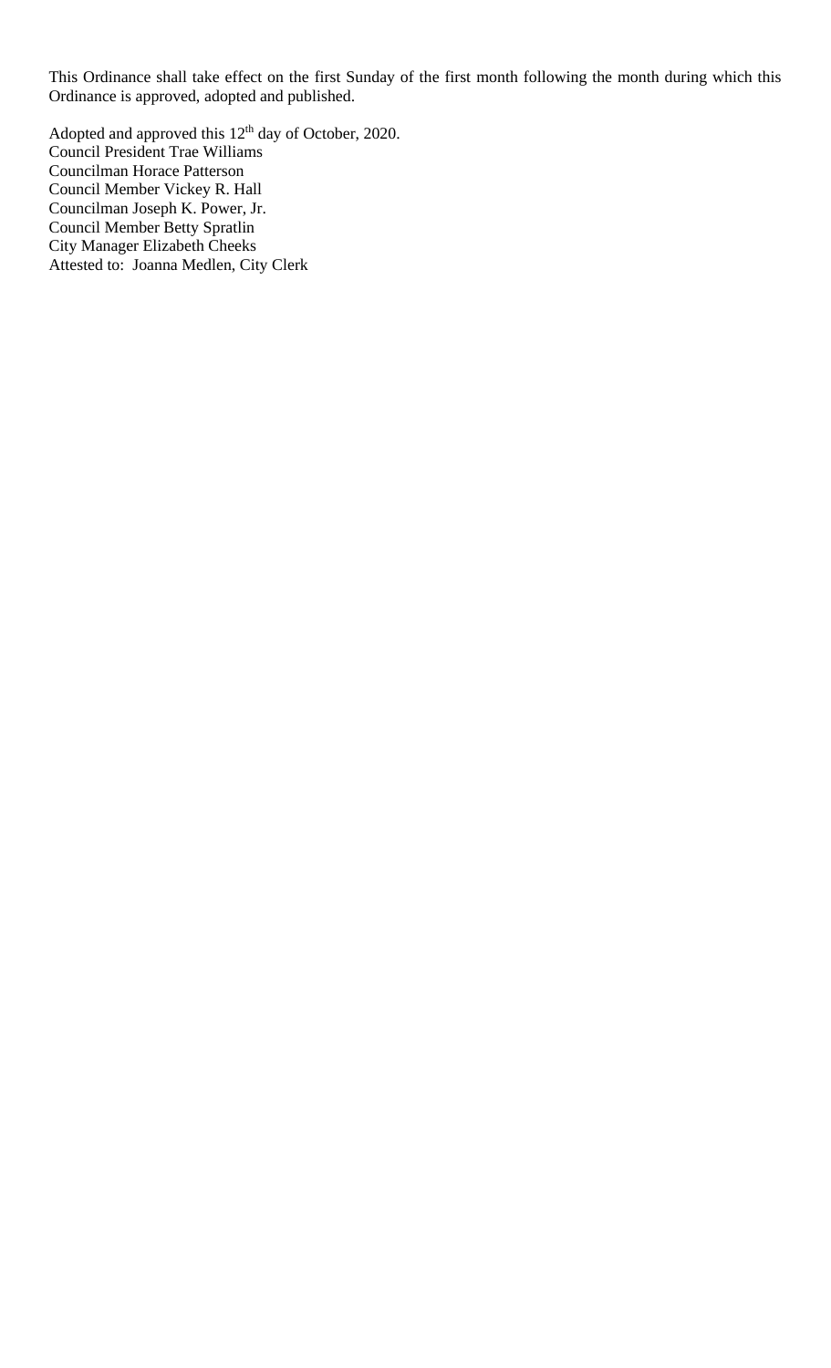This Ordinance shall take effect on the first Sunday of the first month following the month during which this Ordinance is approved, adopted and published.

Adopted and approved this 12th day of October, 2020.
Council President Trae Williams
Councilman Horace Patterson
Council Member Vickey R. Hall
Councilman Joseph K. Power, Jr.
Council Member Betty Spratlin
City Manager Elizabeth Cheeks
Attested to: Joanna Medlen, City Clerk